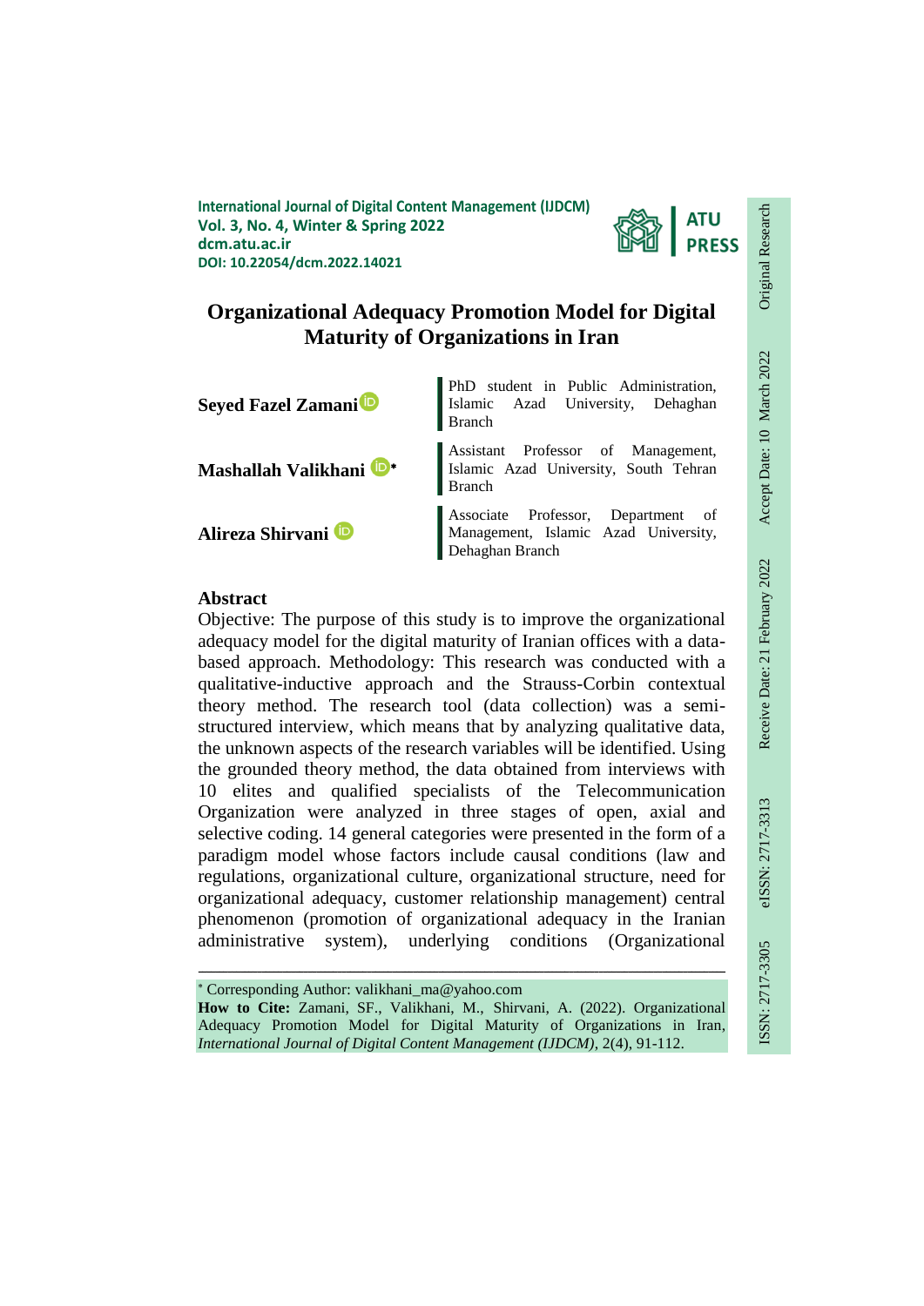International Journal of Digital Content Management (IJDCM)
Vol. 3, No. 4, Winter & Spring 2022
dcm.atu.ac.ir
DOI: 10.22054/dcm.2022.14021

Original Research | Receive Date: 21 February 2022 | Accept Date: 10 March 2022 | ISSN: 2717-3305 | eISSN: 2717-3313

# Organizational Adequacy Promotion Model for Digital Maturity of Organizations in Iran

**Seyed Fazel Zamani** — PhD student in Public Administration, Islamic Azad University, Dehaghan Branch

**Mashallah Valikhani** * — Assistant Professor of Management, Islamic Azad University, South Tehran Branch

**Alireza Shirvani** — Associate Professor, Department of Management, Islamic Azad University, Dehaghan Branch

## Abstract

Objective: The purpose of this study is to improve the organizational adequacy model for the digital maturity of Iranian offices with a data-based approach. Methodology: This research was conducted with a qualitative-inductive approach and the Strauss-Corbin contextual theory method. The research tool (data collection) was a semi-structured interview, which means that by analyzing qualitative data, the unknown aspects of the research variables will be identified. Using the grounded theory method, the data obtained from interviews with 10 elites and qualified specialists of the Telecommunication Organization were analyzed in three stages of open, axial and selective coding. 14 general categories were presented in the form of a paradigm model whose factors include causal conditions (law and regulations, organizational culture, organizational structure, need for organizational adequacy, customer relationship management) central phenomenon (promotion of organizational adequacy in the Iranian administrative system), underlying conditions (Organizational

---

* Corresponding Author: valikhani_ma@yahoo.com

**How to Cite:** Zamani, SF., Valikhani, M., Shirvani, A. (2022). Organizational Adequacy Promotion Model for Digital Maturity of Organizations in Iran, *International Journal of Digital Content Management (IJDCM)*, 2(4), 91-112.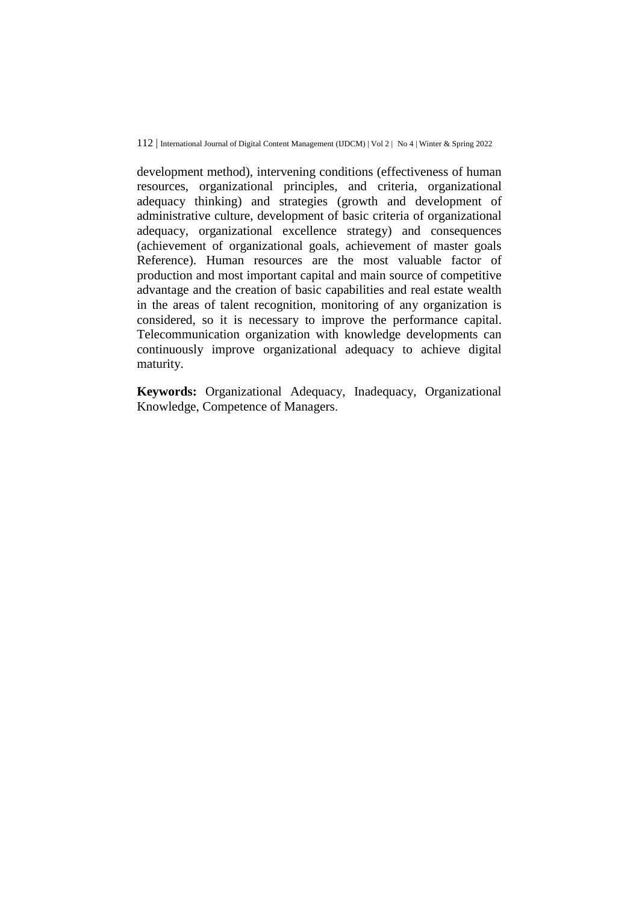development method), intervening conditions (effectiveness of human resources, organizational principles, and criteria, organizational adequacy thinking) and strategies (growth and development of administrative culture, development of basic criteria of organizational adequacy, organizational excellence strategy) and consequences (achievement of organizational goals, achievement of master goals Reference). Human resources are the most valuable factor of production and most important capital and main source of competitive advantage and the creation of basic capabilities and real estate wealth in the areas of talent recognition, monitoring of any organization is considered, so it is necessary to improve the performance capital. Telecommunication organization with knowledge developments can continuously improve organizational adequacy to achieve digital maturity.

**Keywords:** Organizational Adequacy, Inadequacy, Organizational Knowledge, Competence of Managers.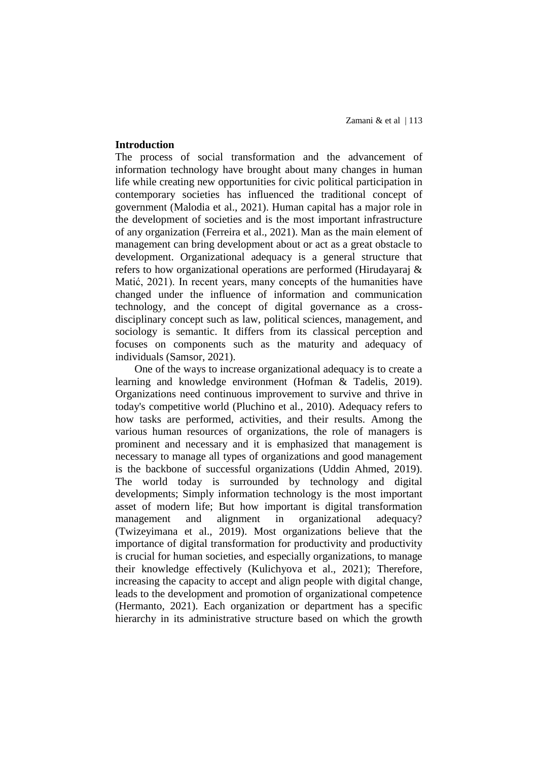## Introduction

The process of social transformation and the advancement of information technology have brought about many changes in human life while creating new opportunities for civic political participation in contemporary societies has influenced the traditional concept of government (Malodia et al., 2021). Human capital has a major role in the development of societies and is the most important infrastructure of any organization (Ferreira et al., 2021). Man as the main element of management can bring development about or act as a great obstacle to development. Organizational adequacy is a general structure that refers to how organizational operations are performed (Hirudayaraj & Matić, 2021). In recent years, many concepts of the humanities have changed under the influence of information and communication technology, and the concept of digital governance as a cross-disciplinary concept such as law, political sciences, management, and sociology is semantic. It differs from its classical perception and focuses on components such as the maturity and adequacy of individuals (Samsor, 2021).

One of the ways to increase organizational adequacy is to create a learning and knowledge environment (Hofman & Tadelis, 2019). Organizations need continuous improvement to survive and thrive in today's competitive world (Pluchino et al., 2010). Adequacy refers to how tasks are performed, activities, and their results. Among the various human resources of organizations, the role of managers is prominent and necessary and it is emphasized that management is necessary to manage all types of organizations and good management is the backbone of successful organizations (Uddin Ahmed, 2019). The world today is surrounded by technology and digital developments; Simply information technology is the most important asset of modern life; But how important is digital transformation management and alignment in organizational adequacy? (Twizeyimana et al., 2019). Most organizations believe that the importance of digital transformation for productivity and productivity is crucial for human societies, and especially organizations, to manage their knowledge effectively (Kulichyova et al., 2021); Therefore, increasing the capacity to accept and align people with digital change, leads to the development and promotion of organizational competence (Hermanto, 2021). Each organization or department has a specific hierarchy in its administrative structure based on which the growth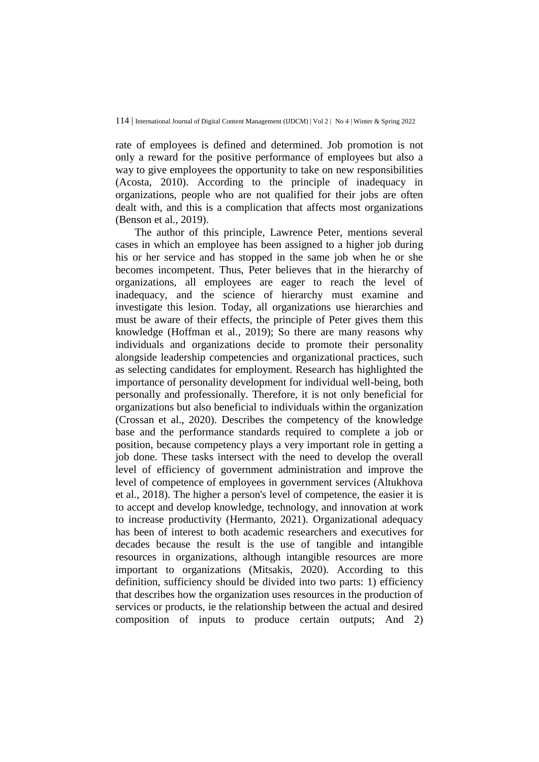rate of employees is defined and determined. Job promotion is not only a reward for the positive performance of employees but also a way to give employees the opportunity to take on new responsibilities (Acosta, 2010). According to the principle of inadequacy in organizations, people who are not qualified for their jobs are often dealt with, and this is a complication that affects most organizations (Benson et al., 2019).

The author of this principle, Lawrence Peter, mentions several cases in which an employee has been assigned to a higher job during his or her service and has stopped in the same job when he or she becomes incompetent. Thus, Peter believes that in the hierarchy of organizations, all employees are eager to reach the level of inadequacy, and the science of hierarchy must examine and investigate this lesion. Today, all organizations use hierarchies and must be aware of their effects, the principle of Peter gives them this knowledge (Hoffman et al., 2019); So there are many reasons why individuals and organizations decide to promote their personality alongside leadership competencies and organizational practices, such as selecting candidates for employment. Research has highlighted the importance of personality development for individual well-being, both personally and professionally. Therefore, it is not only beneficial for organizations but also beneficial to individuals within the organization (Crossan et al., 2020). Describes the competency of the knowledge base and the performance standards required to complete a job or position, because competency plays a very important role in getting a job done. These tasks intersect with the need to develop the overall level of efficiency of government administration and improve the level of competence of employees in government services (Altukhova et al., 2018). The higher a person's level of competence, the easier it is to accept and develop knowledge, technology, and innovation at work to increase productivity (Hermanto, 2021). Organizational adequacy has been of interest to both academic researchers and executives for decades because the result is the use of tangible and intangible resources in organizations, although intangible resources are more important to organizations (Mitsakis, 2020). According to this definition, sufficiency should be divided into two parts: 1) efficiency that describes how the organization uses resources in the production of services or products, ie the relationship between the actual and desired composition of inputs to produce certain outputs; And 2)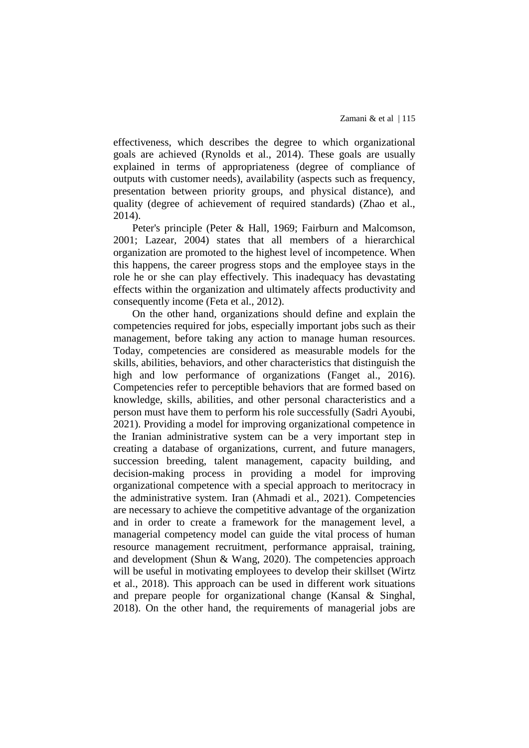effectiveness, which describes the degree to which organizational goals are achieved (Rynolds et al., 2014). These goals are usually explained in terms of appropriateness (degree of compliance of outputs with customer needs), availability (aspects such as frequency, presentation between priority groups, and physical distance), and quality (degree of achievement of required standards) (Zhao et al., 2014).

Peter's principle (Peter & Hall, 1969; Fairburn and Malcomson, 2001; Lazear, 2004) states that all members of a hierarchical organization are promoted to the highest level of incompetence. When this happens, the career progress stops and the employee stays in the role he or she can play effectively. This inadequacy has devastating effects within the organization and ultimately affects productivity and consequently income (Feta et al., 2012).

On the other hand, organizations should define and explain the competencies required for jobs, especially important jobs such as their management, before taking any action to manage human resources. Today, competencies are considered as measurable models for the skills, abilities, behaviors, and other characteristics that distinguish the high and low performance of organizations (Fanget al., 2016). Competencies refer to perceptible behaviors that are formed based on knowledge, skills, abilities, and other personal characteristics and a person must have them to perform his role successfully (Sadri Ayoubi, 2021). Providing a model for improving organizational competence in the Iranian administrative system can be a very important step in creating a database of organizations, current, and future managers, succession breeding, talent management, capacity building, and decision-making process in providing a model for improving organizational competence with a special approach to meritocracy in the administrative system. Iran (Ahmadi et al., 2021). Competencies are necessary to achieve the competitive advantage of the organization and in order to create a framework for the management level, a managerial competency model can guide the vital process of human resource management recruitment, performance appraisal, training, and development (Shun & Wang, 2020). The competencies approach will be useful in motivating employees to develop their skillset (Wirtz et al., 2018). This approach can be used in different work situations and prepare people for organizational change (Kansal & Singhal, 2018). On the other hand, the requirements of managerial jobs are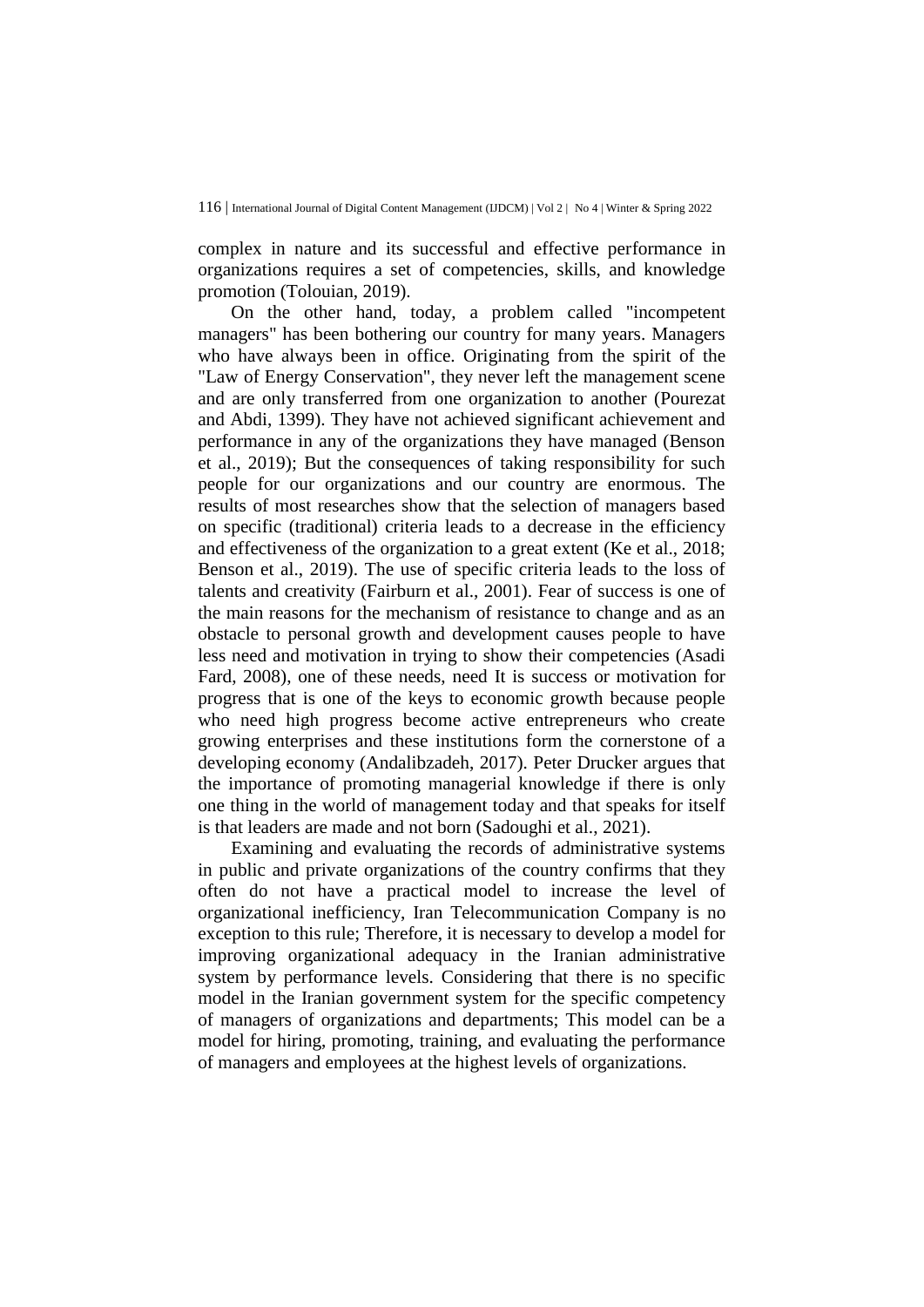complex in nature and its successful and effective performance in organizations requires a set of competencies, skills, and knowledge promotion (Tolouian, 2019).

On the other hand, today, a problem called "incompetent managers" has been bothering our country for many years. Managers who have always been in office. Originating from the spirit of the "Law of Energy Conservation", they never left the management scene and are only transferred from one organization to another (Pourezat and Abdi, 1399). They have not achieved significant achievement and performance in any of the organizations they have managed (Benson et al., 2019); But the consequences of taking responsibility for such people for our organizations and our country are enormous. The results of most researches show that the selection of managers based on specific (traditional) criteria leads to a decrease in the efficiency and effectiveness of the organization to a great extent (Ke et al., 2018; Benson et al., 2019). The use of specific criteria leads to the loss of talents and creativity (Fairburn et al., 2001). Fear of success is one of the main reasons for the mechanism of resistance to change and as an obstacle to personal growth and development causes people to have less need and motivation in trying to show their competencies (Asadi Fard, 2008), one of these needs, need It is success or motivation for progress that is one of the keys to economic growth because people who need high progress become active entrepreneurs who create growing enterprises and these institutions form the cornerstone of a developing economy (Andalibzadeh, 2017). Peter Drucker argues that the importance of promoting managerial knowledge if there is only one thing in the world of management today and that speaks for itself is that leaders are made and not born (Sadoughi et al., 2021).

Examining and evaluating the records of administrative systems in public and private organizations of the country confirms that they often do not have a practical model to increase the level of organizational inefficiency, Iran Telecommunication Company is no exception to this rule; Therefore, it is necessary to develop a model for improving organizational adequacy in the Iranian administrative system by performance levels. Considering that there is no specific model in the Iranian government system for the specific competency of managers of organizations and departments; This model can be a model for hiring, promoting, training, and evaluating the performance of managers and employees at the highest levels of organizations.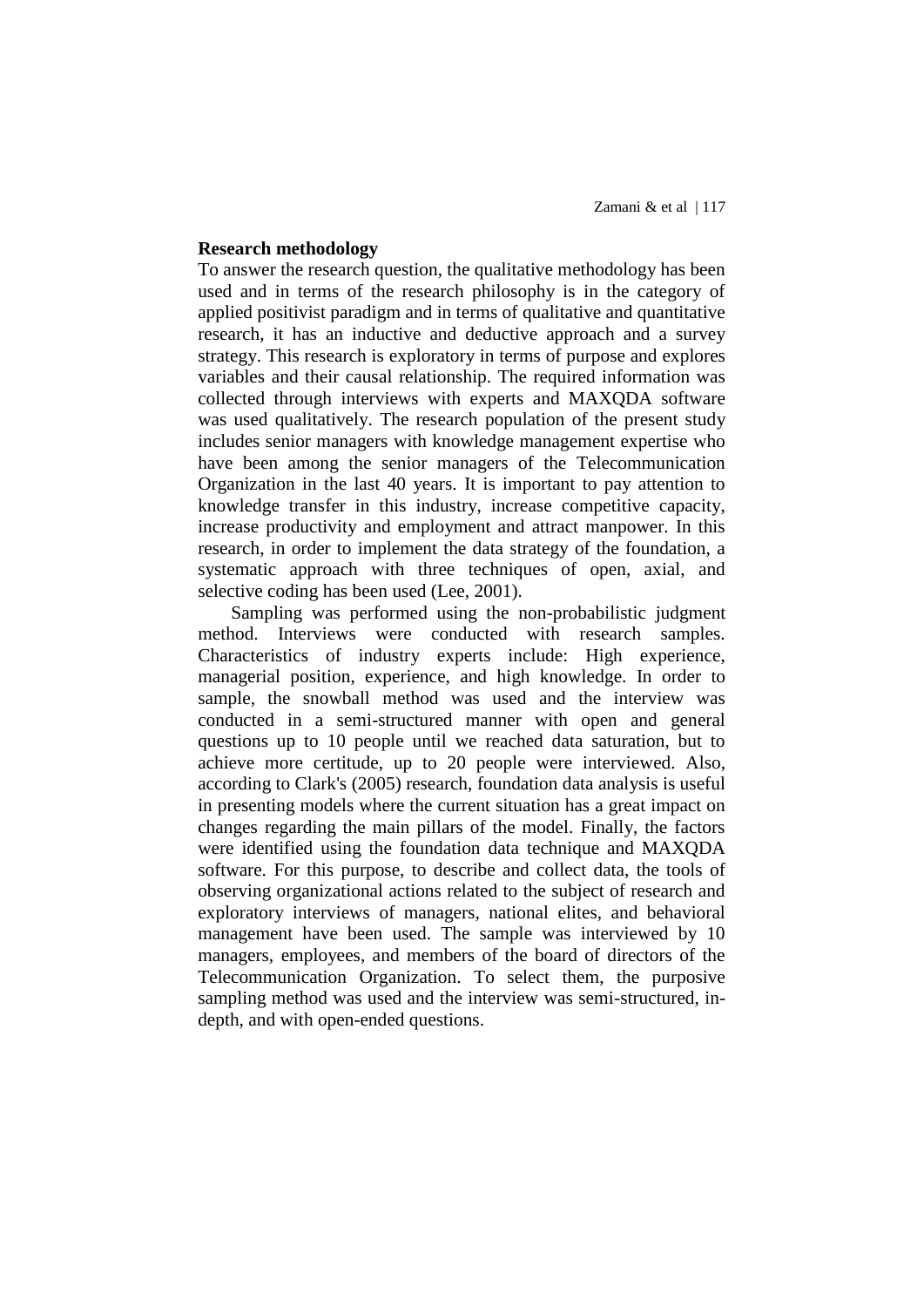## Research methodology

To answer the research question, the qualitative methodology has been used and in terms of the research philosophy is in the category of applied positivist paradigm and in terms of qualitative and quantitative research, it has an inductive and deductive approach and a survey strategy. This research is exploratory in terms of purpose and explores variables and their causal relationship. The required information was collected through interviews with experts and MAXQDA software was used qualitatively. The research population of the present study includes senior managers with knowledge management expertise who have been among the senior managers of the Telecommunication Organization in the last 40 years. It is important to pay attention to knowledge transfer in this industry, increase competitive capacity, increase productivity and employment and attract manpower. In this research, in order to implement the data strategy of the foundation, a systematic approach with three techniques of open, axial, and selective coding has been used (Lee, 2001).

Sampling was performed using the non-probabilistic judgment method. Interviews were conducted with research samples. Characteristics of industry experts include: High experience, managerial position, experience, and high knowledge. In order to sample, the snowball method was used and the interview was conducted in a semi-structured manner with open and general questions up to 10 people until we reached data saturation, but to achieve more certitude, up to 20 people were interviewed. Also, according to Clark's (2005) research, foundation data analysis is useful in presenting models where the current situation has a great impact on changes regarding the main pillars of the model. Finally, the factors were identified using the foundation data technique and MAXQDA software. For this purpose, to describe and collect data, the tools of observing organizational actions related to the subject of research and exploratory interviews of managers, national elites, and behavioral management have been used. The sample was interviewed by 10 managers, employees, and members of the board of directors of the Telecommunication Organization. To select them, the purposive sampling method was used and the interview was semi-structured, in-depth, and with open-ended questions.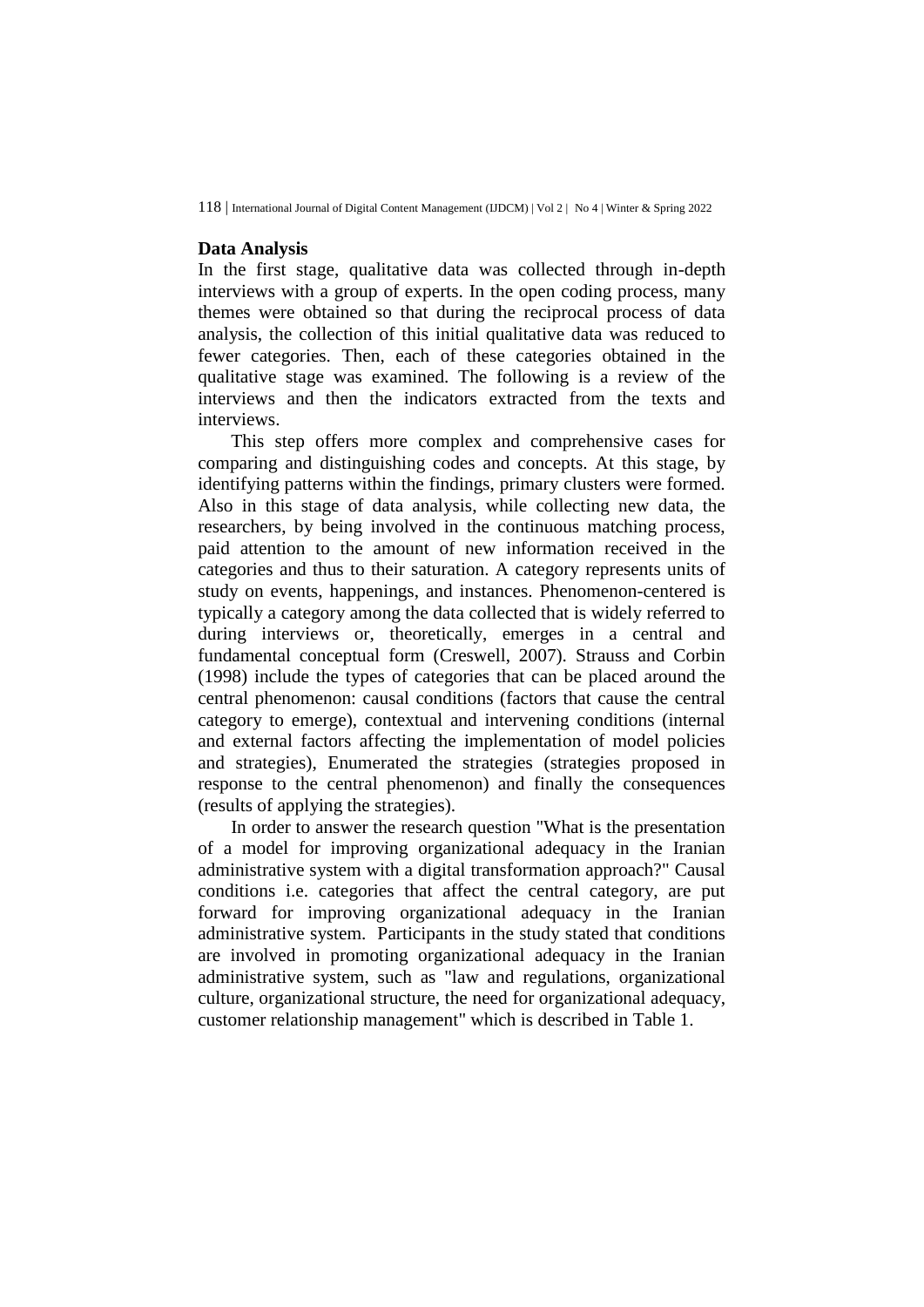## Data Analysis

In the first stage, qualitative data was collected through in-depth interviews with a group of experts. In the open coding process, many themes were obtained so that during the reciprocal process of data analysis, the collection of this initial qualitative data was reduced to fewer categories. Then, each of these categories obtained in the qualitative stage was examined. The following is a review of the interviews and then the indicators extracted from the texts and interviews.

This step offers more complex and comprehensive cases for comparing and distinguishing codes and concepts. At this stage, by identifying patterns within the findings, primary clusters were formed. Also in this stage of data analysis, while collecting new data, the researchers, by being involved in the continuous matching process, paid attention to the amount of new information received in the categories and thus to their saturation. A category represents units of study on events, happenings, and instances. Phenomenon-centered is typically a category among the data collected that is widely referred to during interviews or, theoretically, emerges in a central and fundamental conceptual form (Creswell, 2007). Strauss and Corbin (1998) include the types of categories that can be placed around the central phenomenon: causal conditions (factors that cause the central category to emerge), contextual and intervening conditions (internal and external factors affecting the implementation of model policies and strategies), Enumerated the strategies (strategies proposed in response to the central phenomenon) and finally the consequences (results of applying the strategies).

In order to answer the research question "What is the presentation of a model for improving organizational adequacy in the Iranian administrative system with a digital transformation approach?" Causal conditions i.e. categories that affect the central category, are put forward for improving organizational adequacy in the Iranian administrative system. Participants in the study stated that conditions are involved in promoting organizational adequacy in the Iranian administrative system, such as "law and regulations, organizational culture, organizational structure, the need for organizational adequacy, customer relationship management" which is described in Table 1.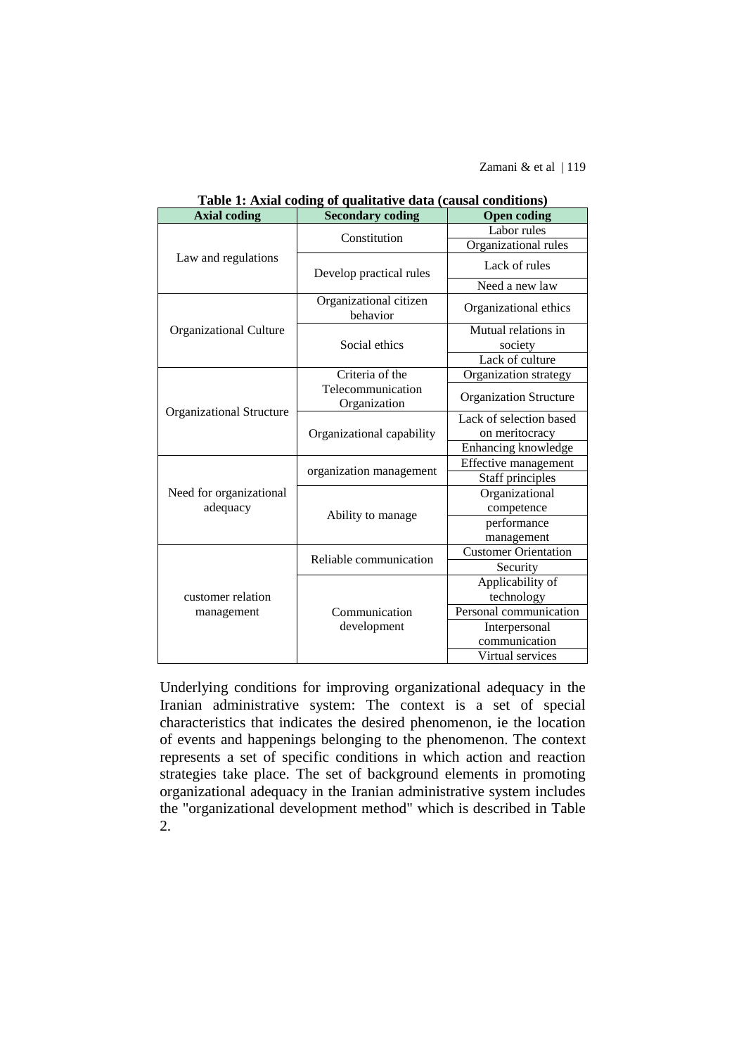**Table 1: Axial coding of qualitative data (causal conditions)**

| Axial coding | Secondary coding | Open coding |
|---|---|---|
| Law and regulations | Constitution | Labor rules |
| | | Organizational rules |
| | Develop practical rules | Lack of rules |
| | | Need a new law |
| Organizational Culture | Organizational citizen behavior | Organizational ethics |
| | Social ethics | Mutual relations in society |
| | | Lack of culture |
| Organizational Structure | Criteria of the Telecommunication Organization | Organization strategy |
| | | Organization Structure |
| | Organizational capability | Lack of selection based on meritocracy |
| | | Enhancing knowledge |
| Need for organizational adequacy | organization management | Effective management |
| | | Staff principles |
| | Ability to manage | Organizational competence |
| | | performance management |
| customer relation management | Reliable communication | Customer Orientation |
| | | Security |
| | Communication development | Applicability of technology |
| | | Personal communication |
| | | Interpersonal communication |
| | | Virtual services |

Underlying conditions for improving organizational adequacy in the Iranian administrative system: The context is a set of special characteristics that indicates the desired phenomenon, ie the location of events and happenings belonging to the phenomenon. The context represents a set of specific conditions in which action and reaction strategies take place. The set of background elements in promoting organizational adequacy in the Iranian administrative system includes the "organizational development method" which is described in Table 2.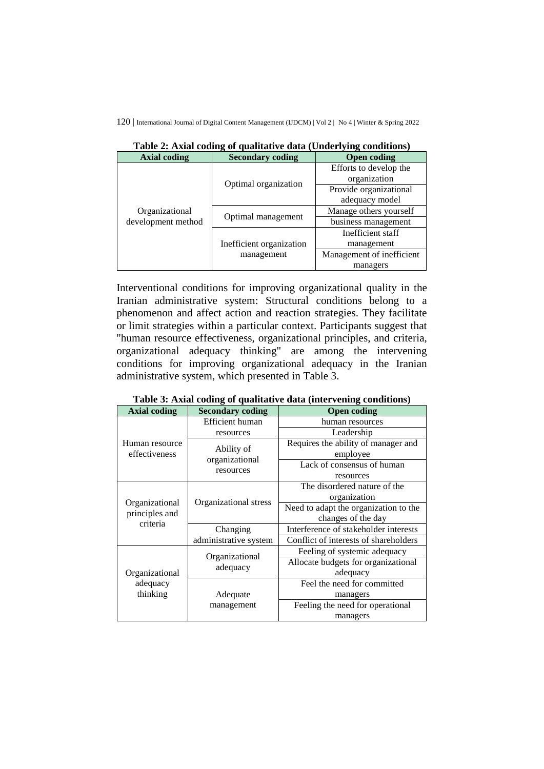**Table 2: Axial coding of qualitative data (Underlying conditions)**

| Axial coding | Secondary coding | Open coding |
| --- | --- | --- |
| Organizational development method | Optimal organization | Efforts to develop the organization |
| | | Provide organizational adequacy model |
| | Optimal management | Manage others yourself |
| | | business management |
| | Inefficient organization management | Inefficient staff management |
| | | Management of inefficient managers |

Interventional conditions for improving organizational quality in the Iranian administrative system: Structural conditions belong to a phenomenon and affect action and reaction strategies. They facilitate or limit strategies within a particular context. Participants suggest that "human resource effectiveness, organizational principles, and criteria, organizational adequacy thinking" are among the intervening conditions for improving organizational adequacy in the Iranian administrative system, which presented in Table 3.

**Table 3: Axial coding of qualitative data (intervening conditions)**

| Axial coding | Secondary coding | Open coding |
| --- | --- | --- |
| Human resource effectiveness | Efficient human resources | human resources |
| | | Leadership |
| | Ability of organizational resources | Requires the ability of manager and employee |
| | | Lack of consensus of human resources |
| Organizational principles and criteria | Organizational stress | The disordered nature of the organization |
| | | Need to adapt the organization to the changes of the day |
| | Changing administrative system | Interference of stakeholder interests |
| | | Conflict of interests of shareholders |
| Organizational adequacy thinking | Organizational adequacy | Feeling of systemic adequacy |
| | | Allocate budgets for organizational adequacy |
| | Adequate management | Feel the need for committed managers |
| | | Feeling the need for operational managers |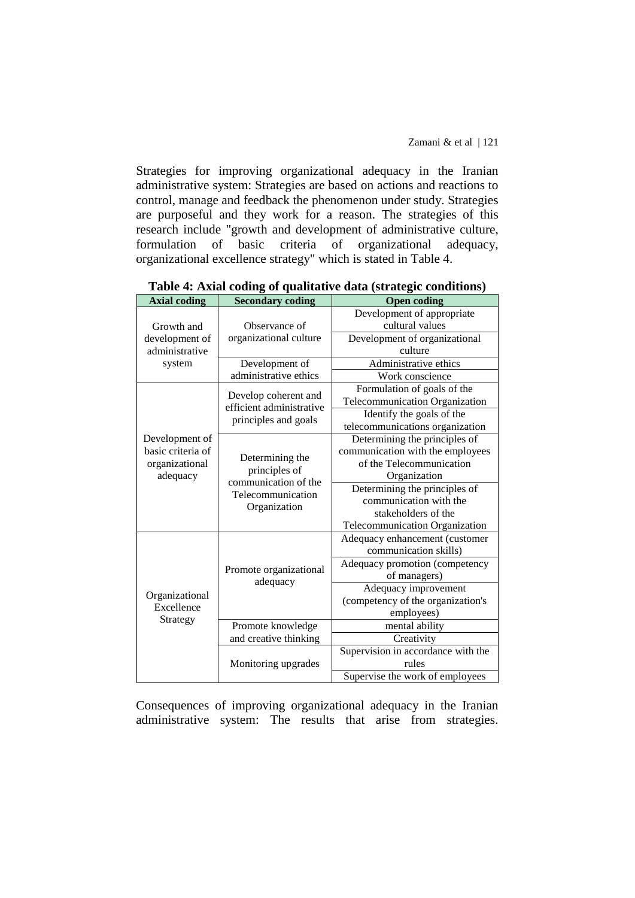Strategies for improving organizational adequacy in the Iranian administrative system: Strategies are based on actions and reactions to control, manage and feedback the phenomenon under study. Strategies are purposeful and they work for a reason. The strategies of this research include "growth and development of administrative culture, formulation of basic criteria of organizational adequacy, organizational excellence strategy" which is stated in Table 4.

**Table 4: Axial coding of qualitative data (strategic conditions)**

| Axial coding | Secondary coding | Open coding |
|---|---|---|
| Growth and development of administrative system | Observance of organizational culture | Development of appropriate cultural values |
| | | Development of organizational culture |
| | Development of administrative ethics | Administrative ethics |
| | | Work conscience |
| Development of basic criteria of organizational adequacy | Develop coherent and efficient administrative principles and goals | Formulation of goals of the Telecommunication Organization |
| | | Identify the goals of the telecommunications organization |
| | Determining the principles of communication of the Telecommunication Organization | Determining the principles of communication with the employees of the Telecommunication Organization |
| | | Determining the principles of communication with the stakeholders of the Telecommunication Organization |
| Organizational Excellence Strategy | Promote organizational adequacy | Adequacy enhancement (customer communication skills) |
| | | Adequacy promotion (competency of managers) |
| | | Adequacy improvement (competency of the organization's employees) |
| | Promote knowledge and creative thinking | mental ability |
| | | Creativity |
| | Monitoring upgrades | Supervision in accordance with the rules |
| | | Supervise the work of employees |

Consequences of improving organizational adequacy in the Iranian administrative system: The results that arise from strategies.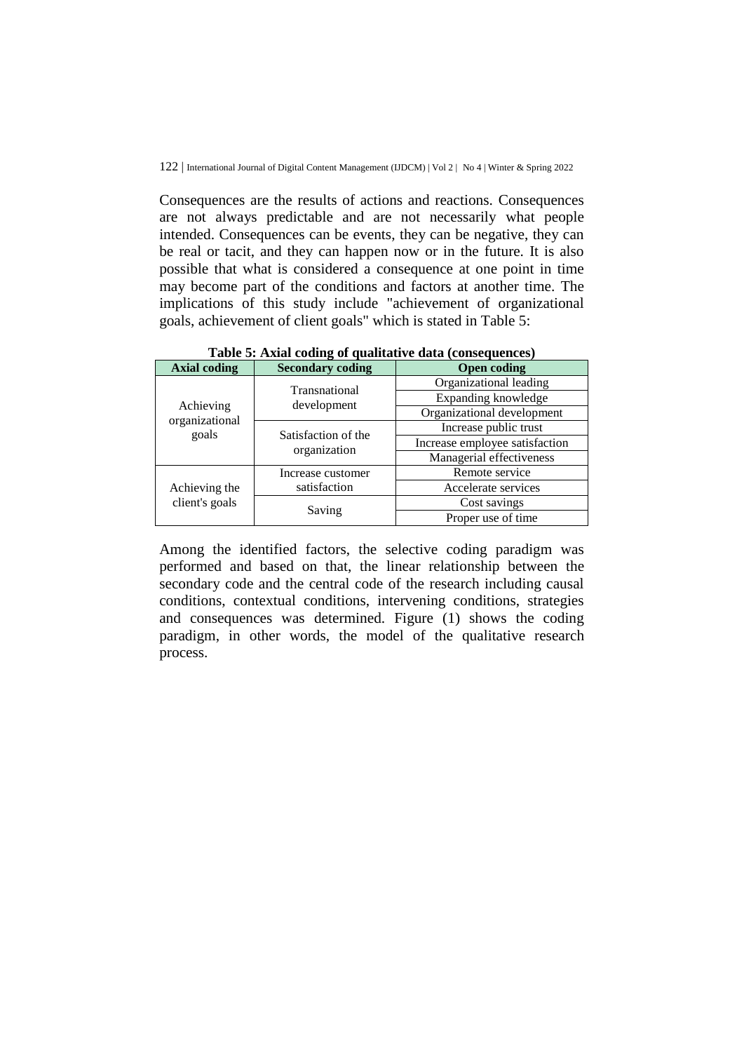Consequences are the results of actions and reactions. Consequences are not always predictable and are not necessarily what people intended. Consequences can be events, they can be negative, they can be real or tacit, and they can happen now or in the future. It is also possible that what is considered a consequence at one point in time may become part of the conditions and factors at another time. The implications of this study include "achievement of organizational goals, achievement of client goals" which is stated in Table 5:

**Table 5: Axial coding of qualitative data (consequences)**

| Axial coding | Secondary coding | Open coding |
|---|---|---|
| Achieving organizational goals | Transnational development | Organizational leading |
| | | Expanding knowledge |
| | | Organizational development |
| | Satisfaction of the organization | Increase public trust |
| | | Increase employee satisfaction |
| | | Managerial effectiveness |
| Achieving the client's goals | Increase customer satisfaction | Remote service |
| | | Accelerate services |
| | Saving | Cost savings |
| | | Proper use of time |

Among the identified factors, the selective coding paradigm was performed and based on that, the linear relationship between the secondary code and the central code of the research including causal conditions, contextual conditions, intervening conditions, strategies and consequences was determined. Figure (1) shows the coding paradigm, in other words, the model of the qualitative research process.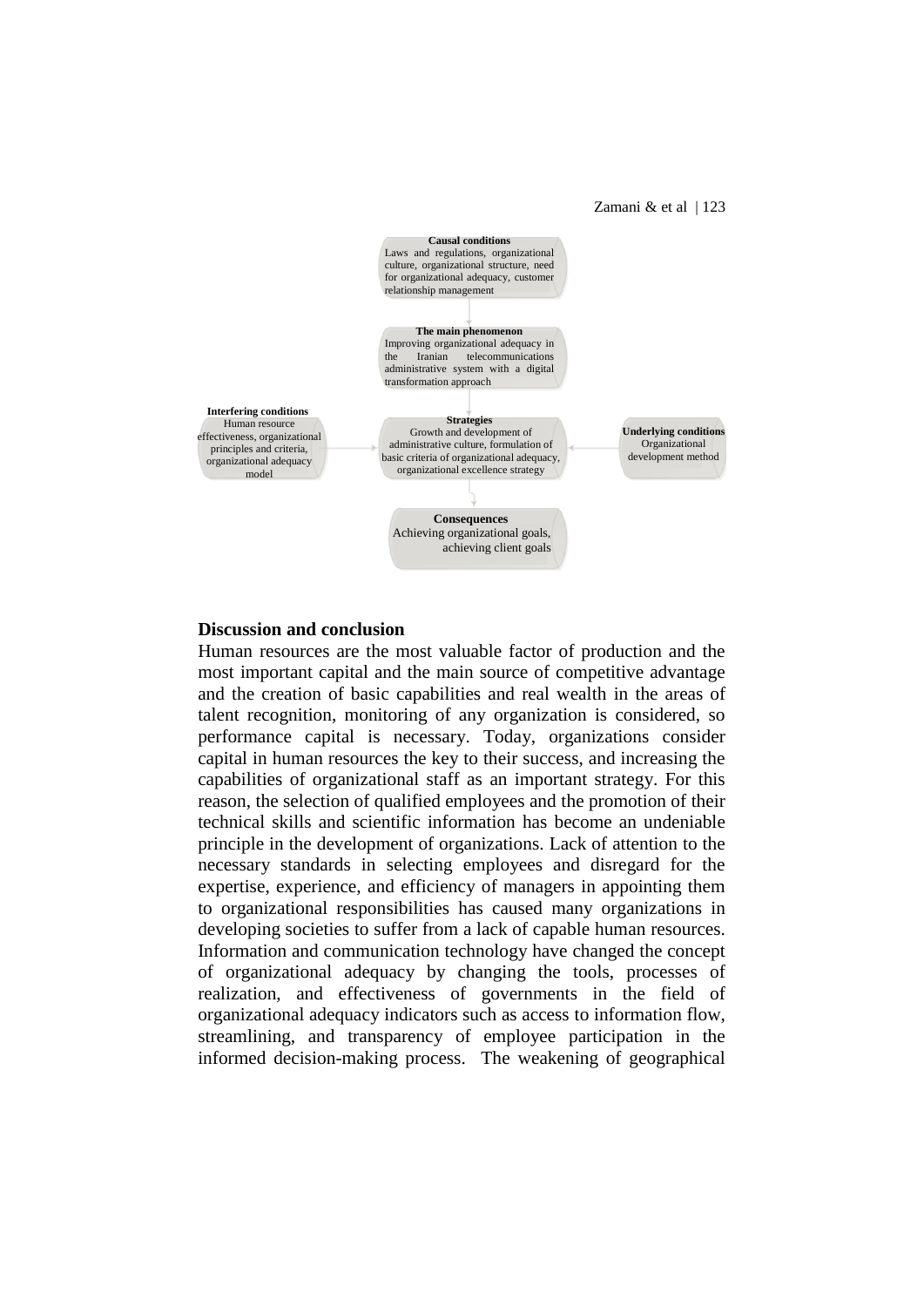**Causal conditions**
Laws and regulations, organizational culture, organizational structure, need for organizational adequacy, customer relationship management

**The main phenomenon**
Improving organizational adequacy in the Iranian telecommunications administrative system with a digital transformation approach

**Interfering conditions**
Human resource effectiveness, organizational principles and criteria, organizational adequacy model

**Strategies**
Growth and development of administrative culture, formulation of basic criteria of organizational adequacy, organizational excellence strategy

**Underlying conditions**
Organizational development method

**Consequences**
Achieving organizational goals, achieving client goals

## Discussion and conclusion

Human resources are the most valuable factor of production and the most important capital and the main source of competitive advantage and the creation of basic capabilities and real wealth in the areas of talent recognition, monitoring of any organization is considered, so performance capital is necessary. Today, organizations consider capital in human resources the key to their success, and increasing the capabilities of organizational staff as an important strategy. For this reason, the selection of qualified employees and the promotion of their technical skills and scientific information has become an undeniable principle in the development of organizations. Lack of attention to the necessary standards in selecting employees and disregard for the expertise, experience, and efficiency of managers in appointing them to organizational responsibilities has caused many organizations in developing societies to suffer from a lack of capable human resources. Information and communication technology have changed the concept of organizational adequacy by changing the tools, processes of realization, and effectiveness of governments in the field of organizational adequacy indicators such as access to information flow, streamlining, and transparency of employee participation in the informed decision-making process. The weakening of geographical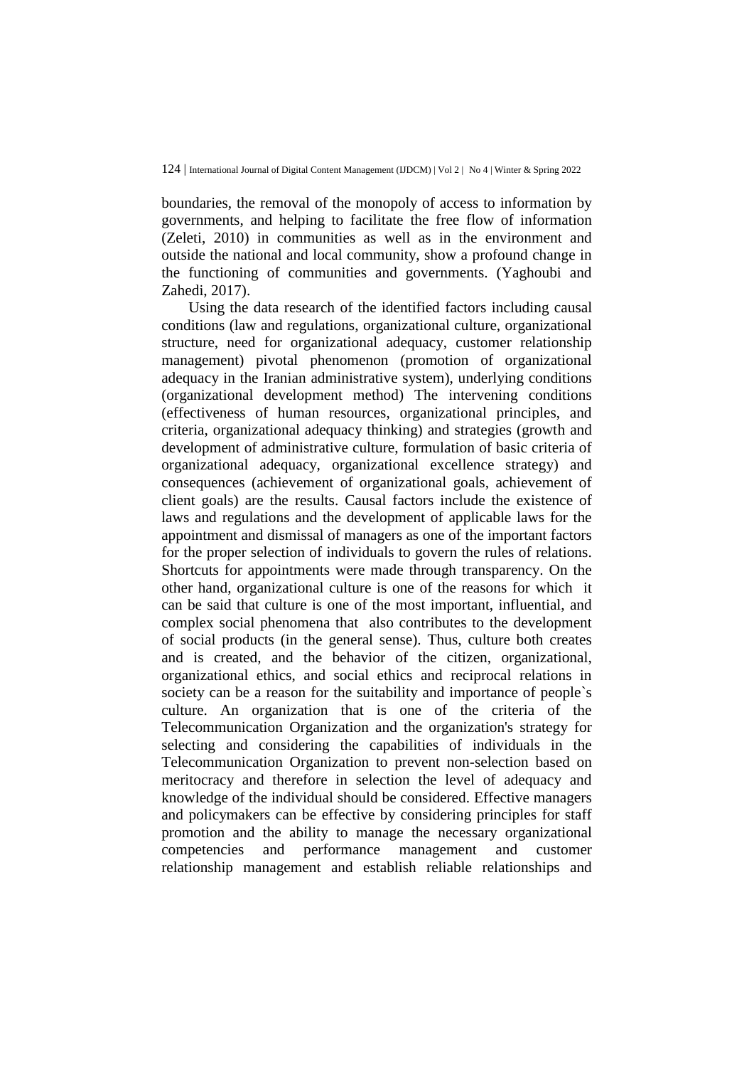boundaries, the removal of the monopoly of access to information by governments, and helping to facilitate the free flow of information (Zeleti, 2010) in communities as well as in the environment and outside the national and local community, show a profound change in the functioning of communities and governments. (Yaghoubi and Zahedi, 2017).

Using the data research of the identified factors including causal conditions (law and regulations, organizational culture, organizational structure, need for organizational adequacy, customer relationship management) pivotal phenomenon (promotion of organizational adequacy in the Iranian administrative system), underlying conditions (organizational development method) The intervening conditions (effectiveness of human resources, organizational principles, and criteria, organizational adequacy thinking) and strategies (growth and development of administrative culture, formulation of basic criteria of organizational adequacy, organizational excellence strategy) and consequences (achievement of organizational goals, achievement of client goals) are the results. Causal factors include the existence of laws and regulations and the development of applicable laws for the appointment and dismissal of managers as one of the important factors for the proper selection of individuals to govern the rules of relations. Shortcuts for appointments were made through transparency. On the other hand, organizational culture is one of the reasons for which it can be said that culture is one of the most important, influential, and complex social phenomena that also contributes to the development of social products (in the general sense). Thus, culture both creates and is created, and the behavior of the citizen, organizational, organizational ethics, and social ethics and reciprocal relations in society can be a reason for the suitability and importance of people`s culture. An organization that is one of the criteria of the Telecommunication Organization and the organization's strategy for selecting and considering the capabilities of individuals in the Telecommunication Organization to prevent non-selection based on meritocracy and therefore in selection the level of adequacy and knowledge of the individual should be considered. Effective managers and policymakers can be effective by considering principles for staff promotion and the ability to manage the necessary organizational competencies and performance management and customer relationship management and establish reliable relationships and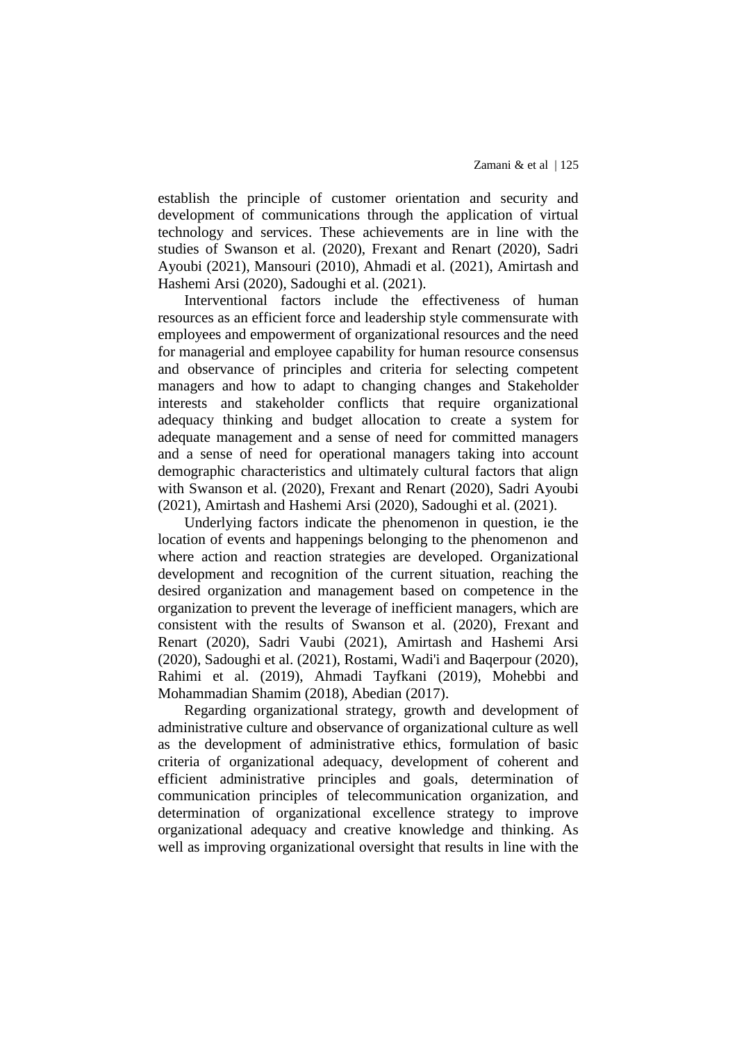establish the principle of customer orientation and security and development of communications through the application of virtual technology and services. These achievements are in line with the studies of Swanson et al. (2020), Frexant and Renart (2020), Sadri Ayoubi (2021), Mansouri (2010), Ahmadi et al. (2021), Amirtash and Hashemi Arsi (2020), Sadoughi et al. (2021).

Interventional factors include the effectiveness of human resources as an efficient force and leadership style commensurate with employees and empowerment of organizational resources and the need for managerial and employee capability for human resource consensus and observance of principles and criteria for selecting competent managers and how to adapt to changing changes and Stakeholder interests and stakeholder conflicts that require organizational adequacy thinking and budget allocation to create a system for adequate management and a sense of need for committed managers and a sense of need for operational managers taking into account demographic characteristics and ultimately cultural factors that align with Swanson et al. (2020), Frexant and Renart (2020), Sadri Ayoubi (2021), Amirtash and Hashemi Arsi (2020), Sadoughi et al. (2021).

Underlying factors indicate the phenomenon in question, ie the location of events and happenings belonging to the phenomenon and where action and reaction strategies are developed. Organizational development and recognition of the current situation, reaching the desired organization and management based on competence in the organization to prevent the leverage of inefficient managers, which are consistent with the results of Swanson et al. (2020), Frexant and Renart (2020), Sadri Vaubi (2021), Amirtash and Hashemi Arsi (2020), Sadoughi et al. (2021), Rostami, Wadi'i and Baqerpour (2020), Rahimi et al. (2019), Ahmadi Tayfkani (2019), Mohebbi and Mohammadian Shamim (2018), Abedian (2017).

Regarding organizational strategy, growth and development of administrative culture and observance of organizational culture as well as the development of administrative ethics, formulation of basic criteria of organizational adequacy, development of coherent and efficient administrative principles and goals, determination of communication principles of telecommunication organization, and determination of organizational excellence strategy to improve organizational adequacy and creative knowledge and thinking. As well as improving organizational oversight that results in line with the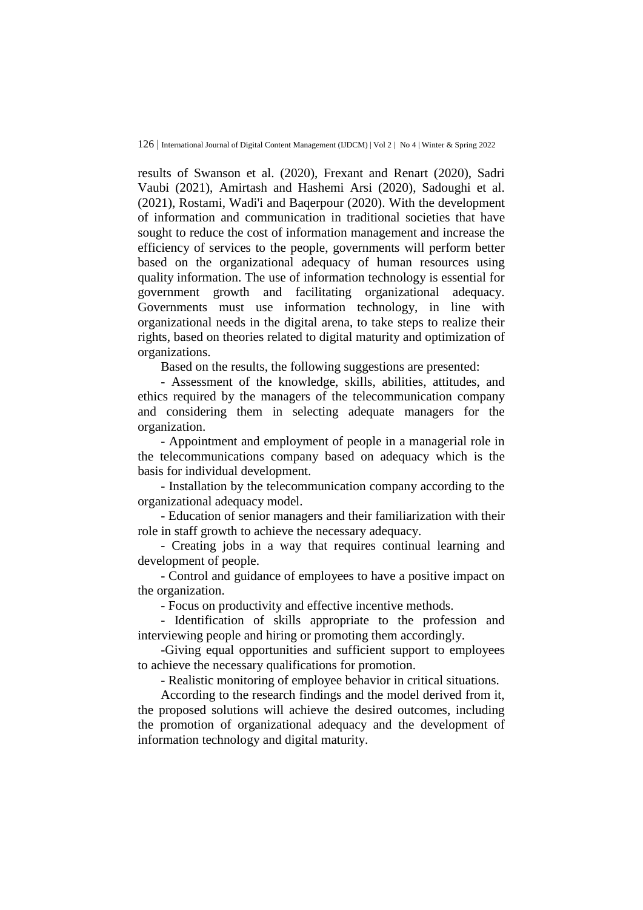results of Swanson et al. (2020), Frexant and Renart (2020), Sadri Vaubi (2021), Amirtash and Hashemi Arsi (2020), Sadoughi et al. (2021), Rostami, Wadi'i and Baqerpour (2020). With the development of information and communication in traditional societies that have sought to reduce the cost of information management and increase the efficiency of services to the people, governments will perform better based on the organizational adequacy of human resources using quality information. The use of information technology is essential for government growth and facilitating organizational adequacy. Governments must use information technology, in line with organizational needs in the digital arena, to take steps to realize their rights, based on theories related to digital maturity and optimization of organizations.

Based on the results, the following suggestions are presented:

- Assessment of the knowledge, skills, abilities, attitudes, and ethics required by the managers of the telecommunication company and considering them in selecting adequate managers for the organization.
- Appointment and employment of people in a managerial role in the telecommunications company based on adequacy which is the basis for individual development.
- Installation by the telecommunication company according to the organizational adequacy model.
- Education of senior managers and their familiarization with their role in staff growth to achieve the necessary adequacy.
- Creating jobs in a way that requires continual learning and development of people.
- Control and guidance of employees to have a positive impact on the organization.
- Focus on productivity and effective incentive methods.
- Identification of skills appropriate to the profession and interviewing people and hiring or promoting them accordingly.
- Giving equal opportunities and sufficient support to employees to achieve the necessary qualifications for promotion.
- Realistic monitoring of employee behavior in critical situations.

According to the research findings and the model derived from it, the proposed solutions will achieve the desired outcomes, including the promotion of organizational adequacy and the development of information technology and digital maturity.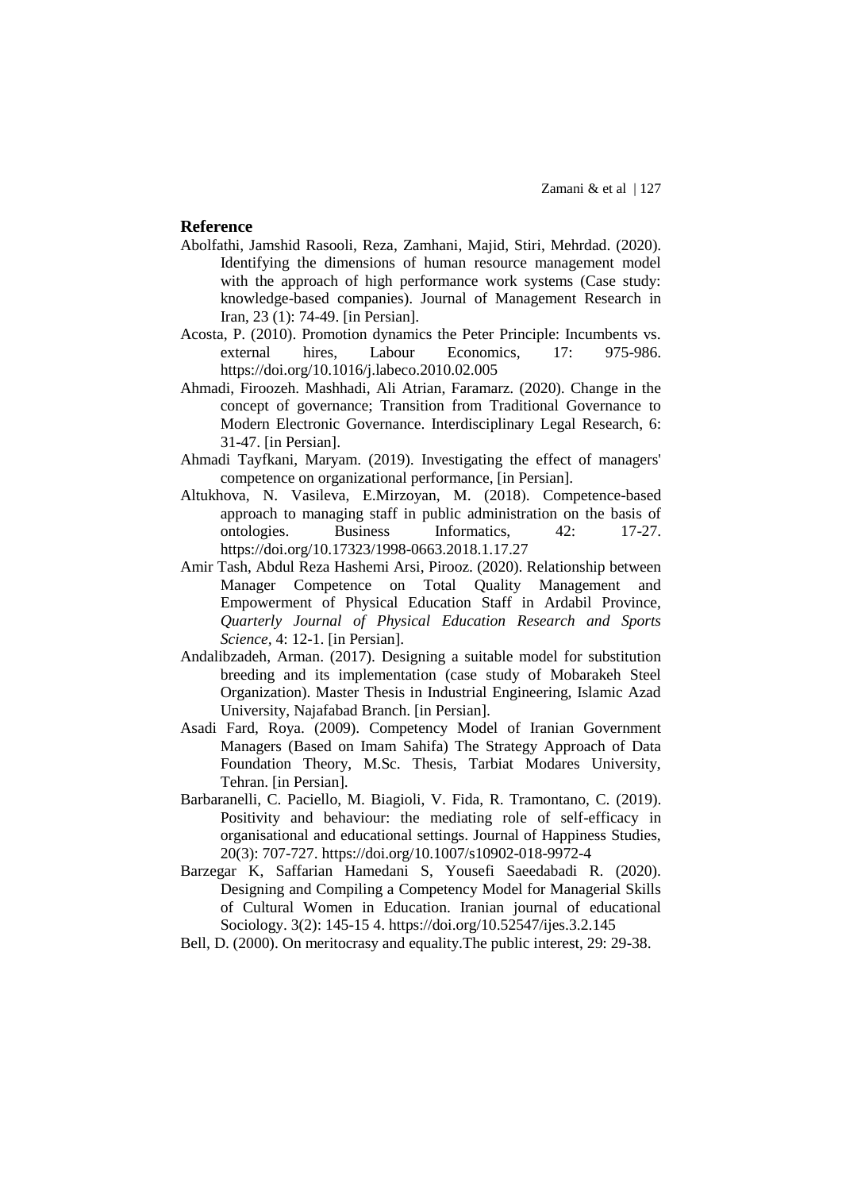## Reference

Abolfathi, Jamshid Rasooli, Reza, Zamhani, Majid, Stiri, Mehrdad. (2020). Identifying the dimensions of human resource management model with the approach of high performance work systems (Case study: knowledge-based companies). Journal of Management Research in Iran, 23 (1): 74-49. [in Persian].

Acosta, P. (2010). Promotion dynamics the Peter Principle: Incumbents vs. external hires, Labour Economics, 17: 975-986. https://doi.org/10.1016/j.labeco.2010.02.005

Ahmadi, Firoozeh. Mashhadi, Ali Atrian, Faramarz. (2020). Change in the concept of governance; Transition from Traditional Governance to Modern Electronic Governance. Interdisciplinary Legal Research, 6: 31-47. [in Persian].

Ahmadi Tayfkani, Maryam. (2019). Investigating the effect of managers' competence on organizational performance, [in Persian].

Altukhova, N. Vasileva, E.Mirzoyan, M. (2018). Competence-based approach to managing staff in public administration on the basis of ontologies. Business Informatics, 42: 17-27. https://doi.org/10.17323/1998-0663.2018.1.17.27

Amir Tash, Abdul Reza Hashemi Arsi, Pirooz. (2020). Relationship between Manager Competence on Total Quality Management and Empowerment of Physical Education Staff in Ardabil Province, *Quarterly Journal of Physical Education Research and Sports Science*, 4: 12-1. [in Persian].

Andalibzadeh, Arman. (2017). Designing a suitable model for substitution breeding and its implementation (case study of Mobarakeh Steel Organization). Master Thesis in Industrial Engineering, Islamic Azad University, Najafabad Branch. [in Persian].

Asadi Fard, Roya. (2009). Competency Model of Iranian Government Managers (Based on Imam Sahifa) The Strategy Approach of Data Foundation Theory, M.Sc. Thesis, Tarbiat Modares University, Tehran. [in Persian].

Barbaranelli, C. Paciello, M. Biagioli, V. Fida, R. Tramontano, C. (2019). Positivity and behaviour: the mediating role of self-efficacy in organisational and educational settings. Journal of Happiness Studies, 20(3): 707-727. https://doi.org/10.1007/s10902-018-9972-4

Barzegar K, Saffarian Hamedani S, Yousefi Saeedabadi R. (2020). Designing and Compiling a Competency Model for Managerial Skills of Cultural Women in Education. Iranian journal of educational Sociology. 3(2): 145-15 4. https://doi.org/10.52547/ijes.3.2.145

Bell, D. (2000). On meritocrasy and equality.The public interest, 29: 29-38.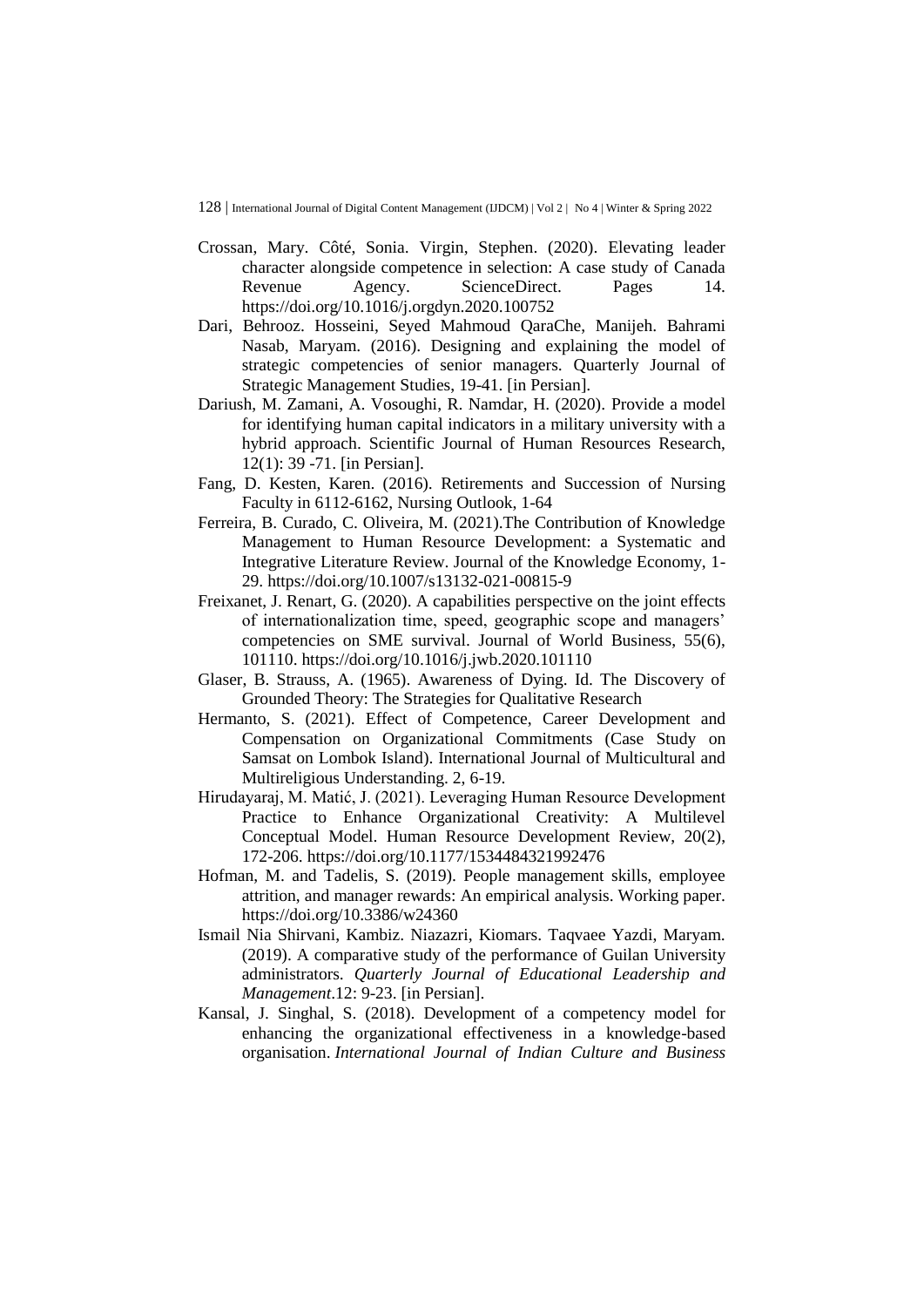Crossan, Mary. Côté, Sonia. Virgin, Stephen. (2020). Elevating leader character alongside competence in selection: A case study of Canada Revenue Agency. ScienceDirect. Pages 14. https://doi.org/10.1016/j.orgdyn.2020.100752

Dari, Behrooz. Hosseini, Seyed Mahmoud QaraChe, Manijeh. Bahrami Nasab, Maryam. (2016). Designing and explaining the model of strategic competencies of senior managers. Quarterly Journal of Strategic Management Studies, 19-41. [in Persian].

Dariush, M. Zamani, A. Vosoughi, R. Namdar, H. (2020). Provide a model for identifying human capital indicators in a military university with a hybrid approach. Scientific Journal of Human Resources Research, 12(1): 39 -71. [in Persian].

Fang, D. Kesten, Karen. (2016). Retirements and Succession of Nursing Faculty in 6112-6162, Nursing Outlook, 1-64

Ferreira, B. Curado, C. Oliveira, M. (2021).The Contribution of Knowledge Management to Human Resource Development: a Systematic and Integrative Literature Review. Journal of the Knowledge Economy, 1-29. https://doi.org/10.1007/s13132-021-00815-9

Freixanet, J. Renart, G. (2020). A capabilities perspective on the joint effects of internationalization time, speed, geographic scope and managers' competencies on SME survival. Journal of World Business, 55(6), 101110. https://doi.org/10.1016/j.jwb.2020.101110

Glaser, B. Strauss, A. (1965). Awareness of Dying. Id. The Discovery of Grounded Theory: The Strategies for Qualitative Research

Hermanto, S. (2021). Effect of Competence, Career Development and Compensation on Organizational Commitments (Case Study on Samsat on Lombok Island). International Journal of Multicultural and Multireligious Understanding. 2, 6-19.

Hirudayaraj, M. Matić, J. (2021). Leveraging Human Resource Development Practice to Enhance Organizational Creativity: A Multilevel Conceptual Model. Human Resource Development Review, 20(2), 172-206. https://doi.org/10.1177/1534484321992476

Hofman, M. and Tadelis, S. (2019). People management skills, employee attrition, and manager rewards: An empirical analysis. Working paper. https://doi.org/10.3386/w24360

Ismail Nia Shirvani, Kambiz. Niazazri, Kiomars. Taqvaee Yazdi, Maryam. (2019). A comparative study of the performance of Guilan University administrators. *Quarterly Journal of Educational Leadership and Management*.12: 9-23. [in Persian].

Kansal, J. Singhal, S. (2018). Development of a competency model for enhancing the organizational effectiveness in a knowledge-based organisation. *International Journal of Indian Culture and Business*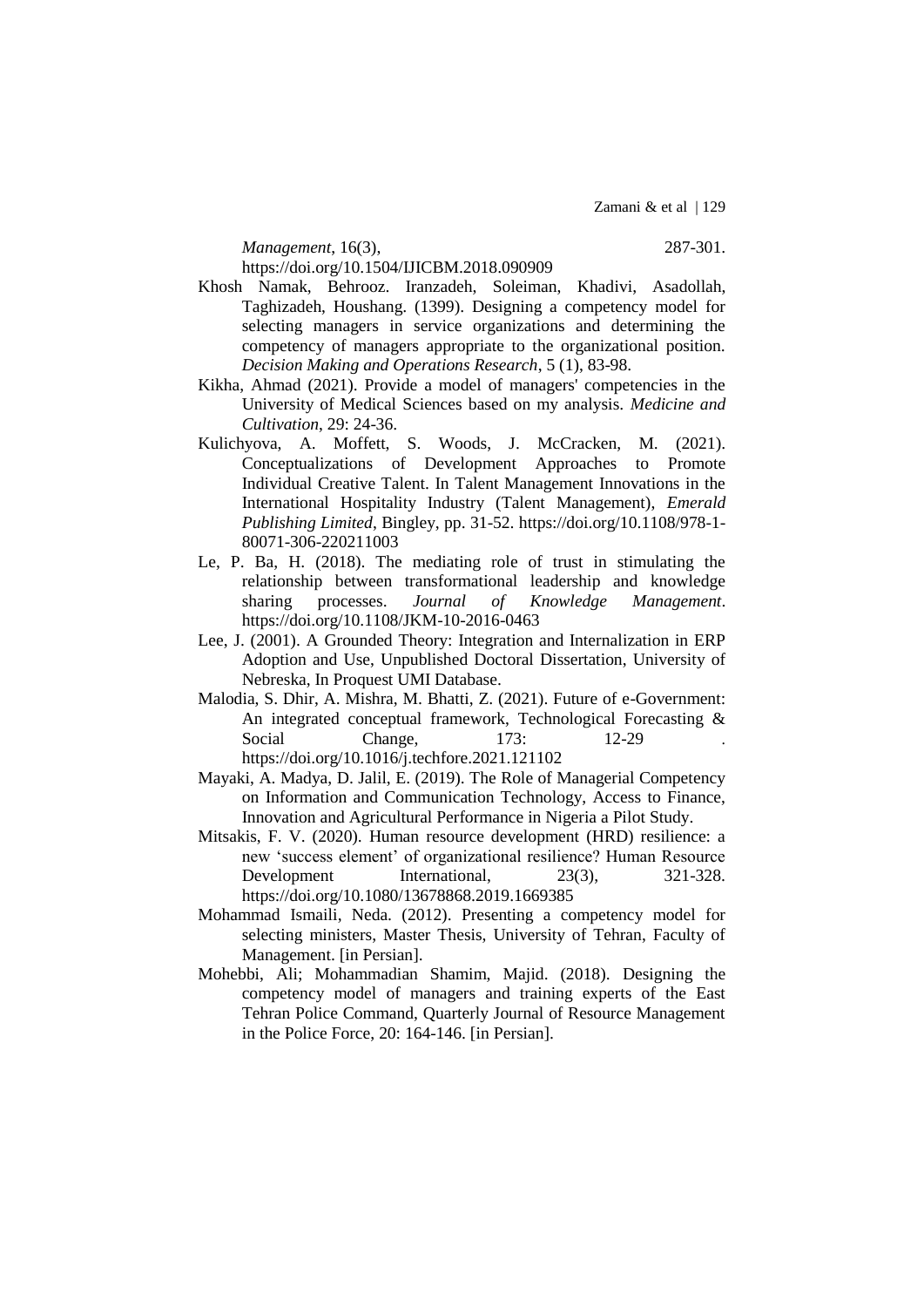*Management*, 16(3), 287-301. https://doi.org/10.1504/IJICBM.2018.090909

Khosh Namak, Behrooz. Iranzadeh, Soleiman, Khadivi, Asadollah, Taghizadeh, Houshang. (1399). Designing a competency model for selecting managers in service organizations and determining the competency of managers appropriate to the organizational position. *Decision Making and Operations Research*, 5 (1), 83-98.

Kikha, Ahmad (2021). Provide a model of managers' competencies in the University of Medical Sciences based on my analysis. *Medicine and Cultivation*, 29: 24-36.

Kulichyova, A. Moffett, S. Woods, J. McCracken, M. (2021). Conceptualizations of Development Approaches to Promote Individual Creative Talent. In Talent Management Innovations in the International Hospitality Industry (Talent Management), *Emerald Publishing Limited*, Bingley, pp. 31-52. https://doi.org/10.1108/978-1-80071-306-220211003

Le, P. Ba, H. (2018). The mediating role of trust in stimulating the relationship between transformational leadership and knowledge sharing processes. *Journal of Knowledge Management*. https://doi.org/10.1108/JKM-10-2016-0463

Lee, J. (2001). A Grounded Theory: Integration and Internalization in ERP Adoption and Use, Unpublished Doctoral Dissertation, University of Nebreska, In Proquest UMI Database.

Malodia, S. Dhir, A. Mishra, M. Bhatti, Z. (2021). Future of e-Government: An integrated conceptual framework, Technological Forecasting & Social Change, 173: 12-29 . https://doi.org/10.1016/j.techfore.2021.121102

Mayaki, A. Madya, D. Jalil, E. (2019). The Role of Managerial Competency on Information and Communication Technology, Access to Finance, Innovation and Agricultural Performance in Nigeria a Pilot Study.

Mitsakis, F. V. (2020). Human resource development (HRD) resilience: a new 'success element' of organizational resilience? Human Resource Development International, 23(3), 321-328. https://doi.org/10.1080/13678868.2019.1669385

Mohammad Ismaili, Neda. (2012). Presenting a competency model for selecting ministers, Master Thesis, University of Tehran, Faculty of Management. [in Persian].

Mohebbi, Ali; Mohammadian Shamim, Majid. (2018). Designing the competency model of managers and training experts of the East Tehran Police Command, Quarterly Journal of Resource Management in the Police Force, 20: 164-146. [in Persian].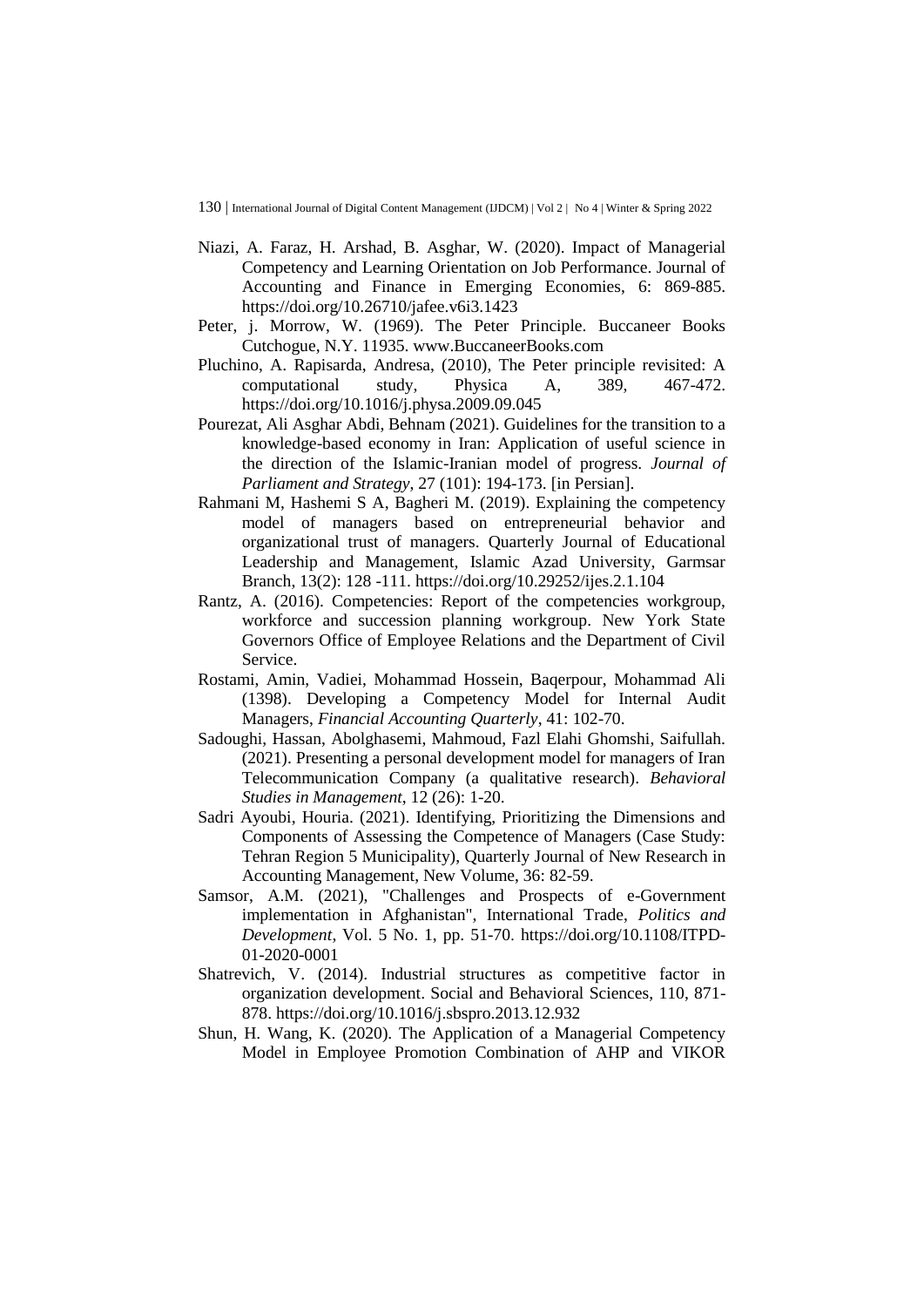Niazi, A. Faraz, H. Arshad, B. Asghar, W. (2020). Impact of Managerial Competency and Learning Orientation on Job Performance. Journal of Accounting and Finance in Emerging Economies, 6: 869-885. https://doi.org/10.26710/jafee.v6i3.1423

Peter, j. Morrow, W. (1969). The Peter Principle. Buccaneer Books Cutchogue, N.Y. 11935. www.BuccaneerBooks.com

Pluchino, A. Rapisarda, Andresa, (2010), The Peter principle revisited: A computational study, Physica A, 389, 467-472. https://doi.org/10.1016/j.physa.2009.09.045

Pourezat, Ali Asghar Abdi, Behnam (2021). Guidelines for the transition to a knowledge-based economy in Iran: Application of useful science in the direction of the Islamic-Iranian model of progress. *Journal of Parliament and Strategy*, 27 (101): 194-173. [in Persian].

Rahmani M, Hashemi S A, Bagheri M. (2019). Explaining the competency model of managers based on entrepreneurial behavior and organizational trust of managers. Quarterly Journal of Educational Leadership and Management, Islamic Azad University, Garmsar Branch, 13(2): 128 -111. https://doi.org/10.29252/ijes.2.1.104

Rantz, A. (2016). Competencies: Report of the competencies workgroup, workforce and succession planning workgroup. New York State Governors Office of Employee Relations and the Department of Civil Service.

Rostami, Amin, Vadiei, Mohammad Hossein, Baqerpour, Mohammad Ali (1398). Developing a Competency Model for Internal Audit Managers, *Financial Accounting Quarterly*, 41: 102-70.

Sadoughi, Hassan, Abolghasemi, Mahmoud, Fazl Elahi Ghomshi, Saifullah. (2021). Presenting a personal development model for managers of Iran Telecommunication Company (a qualitative research). *Behavioral Studies in Management*, 12 (26): 1-20.

Sadri Ayoubi, Houria. (2021). Identifying, Prioritizing the Dimensions and Components of Assessing the Competence of Managers (Case Study: Tehran Region 5 Municipality), Quarterly Journal of New Research in Accounting Management, New Volume, 36: 82-59.

Samsor, A.M. (2021), "Challenges and Prospects of e-Government implementation in Afghanistan", International Trade, *Politics and Development*, Vol. 5 No. 1, pp. 51-70. https://doi.org/10.1108/ITPD-01-2020-0001

Shatrevich, V. (2014). Industrial structures as competitive factor in organization development. Social and Behavioral Sciences, 110, 871-878. https://doi.org/10.1016/j.sbspro.2013.12.932

Shun, H. Wang, K. (2020). The Application of a Managerial Competency Model in Employee Promotion Combination of AHP and VIKOR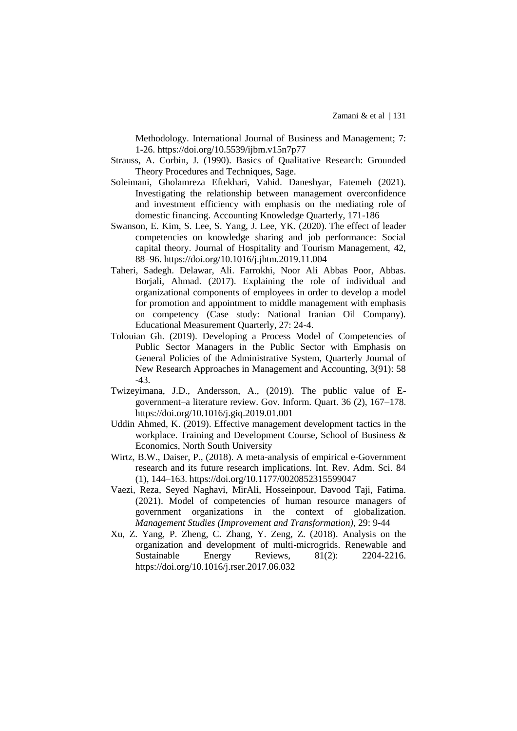Methodology. International Journal of Business and Management; 7: 1-26. https://doi.org/10.5539/ijbm.v15n7p77

Strauss, A. Corbin, J. (1990). Basics of Qualitative Research: Grounded Theory Procedures and Techniques, Sage.

Soleimani, Gholamreza Eftekhari, Vahid. Daneshyar, Fatemeh (2021). Investigating the relationship between management overconfidence and investment efficiency with emphasis on the mediating role of domestic financing. Accounting Knowledge Quarterly, 171-186

Swanson, E. Kim, S. Lee, S. Yang, J. Lee, YK. (2020). The effect of leader competencies on knowledge sharing and job performance: Social capital theory. Journal of Hospitality and Tourism Management, 42, 88–96. https://doi.org/10.1016/j.jhtm.2019.11.004

Taheri, Sadegh. Delawar, Ali. Farrokhi, Noor Ali Abbas Poor, Abbas. Borjali, Ahmad. (2017). Explaining the role of individual and organizational components of employees in order to develop a model for promotion and appointment to middle management with emphasis on competency (Case study: National Iranian Oil Company). Educational Measurement Quarterly, 27: 24-4.

Tolouian Gh. (2019). Developing a Process Model of Competencies of Public Sector Managers in the Public Sector with Emphasis on General Policies of the Administrative System, Quarterly Journal of New Research Approaches in Management and Accounting, 3(91): 58 -43.

Twizeyimana, J.D., Andersson, A., (2019). The public value of E-government–a literature review. Gov. Inform. Quart. 36 (2), 167–178. https://doi.org/10.1016/j.giq.2019.01.001

Uddin Ahmed, K. (2019). Effective management development tactics in the workplace. Training and Development Course, School of Business & Economics, North South University

Wirtz, B.W., Daiser, P., (2018). A meta-analysis of empirical e-Government research and its future research implications. Int. Rev. Adm. Sci. 84 (1), 144–163. https://doi.org/10.1177/0020852315599047

Vaezi, Reza, Seyed Naghavi, MirAli, Hosseinpour, Davood Taji, Fatima. (2021). Model of competencies of human resource managers of government organizations in the context of globalization. *Management Studies (Improvement and Transformation)*, 29: 9-44

Xu, Z. Yang, P. Zheng, C. Zhang, Y. Zeng, Z. (2018). Analysis on the organization and development of multi-microgrids. Renewable and Sustainable Energy Reviews, 81(2): 2204-2216. https://doi.org/10.1016/j.rser.2017.06.032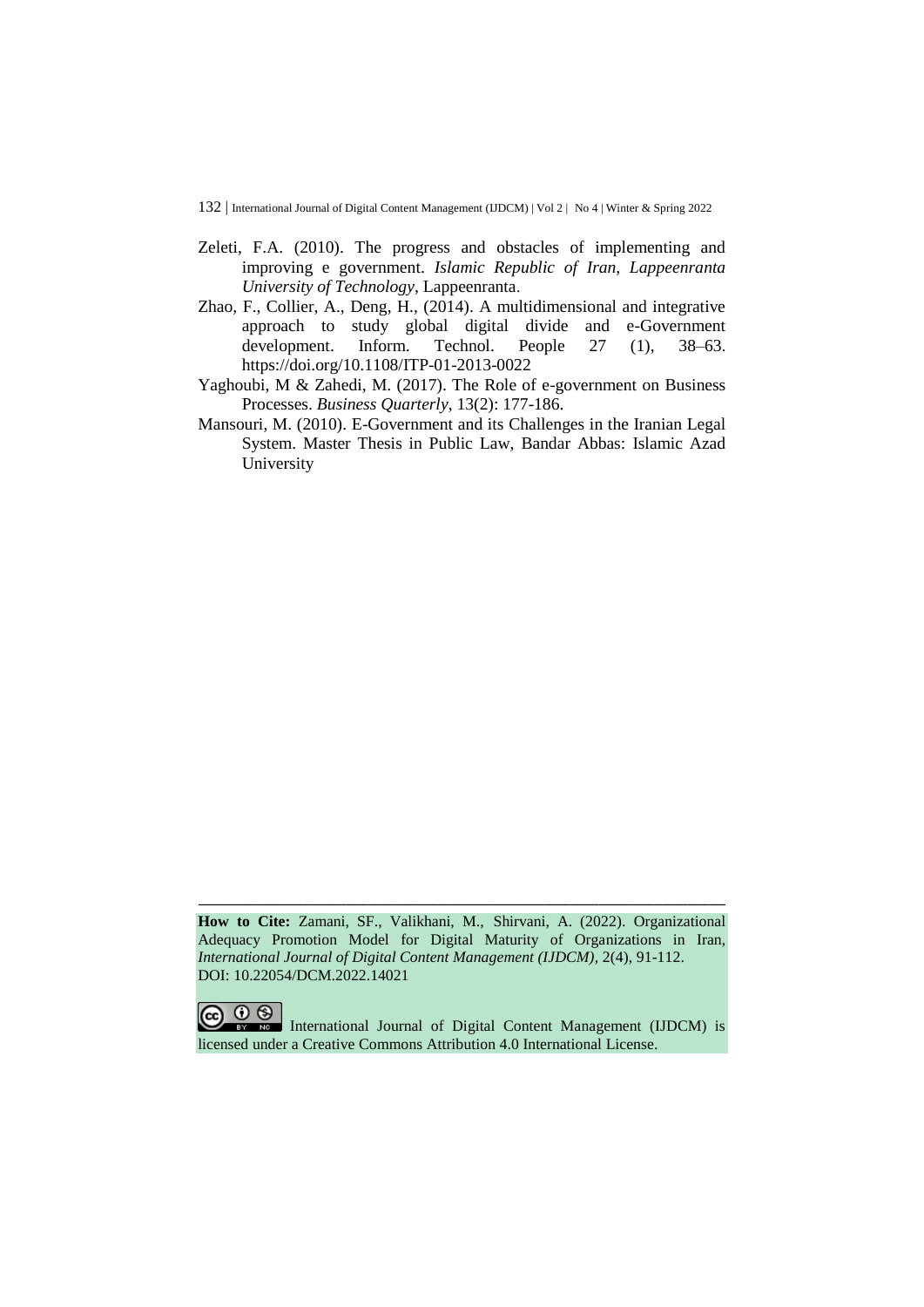Zeleti, F.A. (2010). The progress and obstacles of implementing and improving e government. *Islamic Republic of Iran, Lappeenranta University of Technology*, Lappeenranta.

Zhao, F., Collier, A., Deng, H., (2014). A multidimensional and integrative approach to study global digital divide and e-Government development. Inform. Technol. People 27 (1), 38–63. https://doi.org/10.1108/ITP-01-2013-0022

Yaghoubi, M & Zahedi, M. (2017). The Role of e-government on Business Processes. *Business Quarterly*, 13(2): 177-186.

Mansouri, M. (2010). E-Government and its Challenges in the Iranian Legal System. Master Thesis in Public Law, Bandar Abbas: Islamic Azad University

---

**How to Cite:** Zamani, SF., Valikhani, M., Shirvani, A. (2022). Organizational Adequacy Promotion Model for Digital Maturity of Organizations in Iran, *International Journal of Digital Content Management (IJDCM)*, 2(4), 91-112. DOI: 10.22054/DCM.2022.14021

International Journal of Digital Content Management (IJDCM) is licensed under a Creative Commons Attribution 4.0 International License.